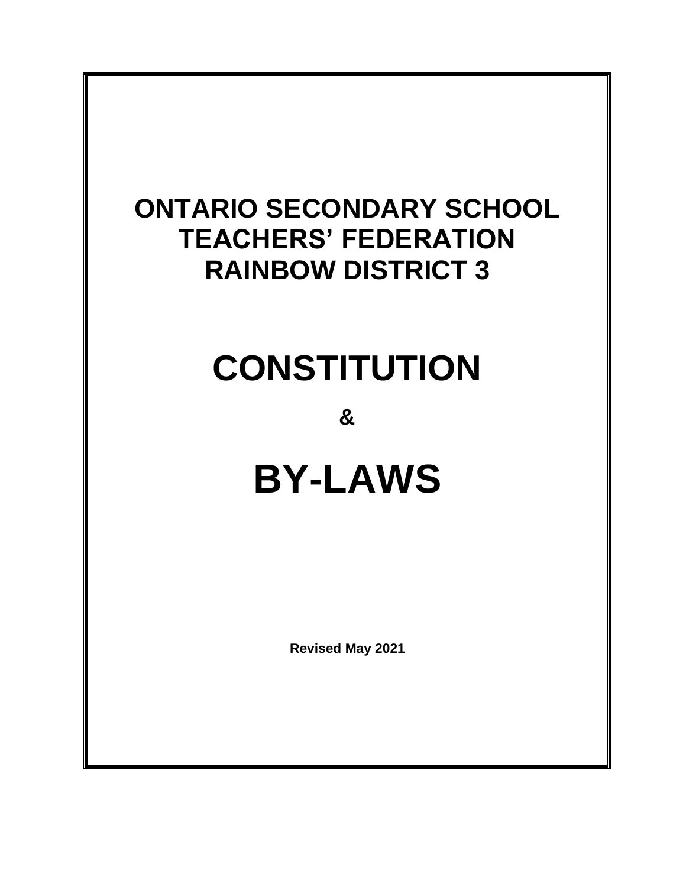# ONTARIO SECONDARY SCHOOL TEACHERS' FEDERATION RAINBOW DISTRICT 3

# CONSTITUTION

**&**

# BY-LAWS

**Revised May 2021**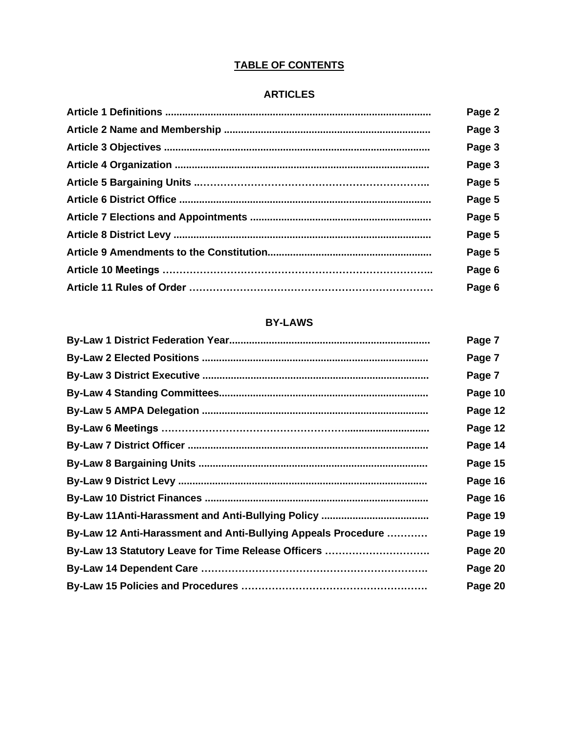# TABLE OF CONTENTS

## ARTICLES

| | |
|---|---|
| **Article 1 Definitions** | **Page 2** |
| **Article 2 Name and Membership** | **Page 3** |
| **Article 3 Objectives** | **Page 3** |
| **Article 4 Organization** | **Page 3** |
| **Article 5 Bargaining Units** | **Page 5** |
| **Article 6 District Office** | **Page 5** |
| **Article 7 Elections and Appointments** | **Page 5** |
| **Article 8 District Levy** | **Page 5** |
| **Article 9 Amendments to the Constitution** | **Page 5** |
| **Article 10 Meetings** | **Page 6** |
| **Article 11 Rules of Order** | **Page 6** |

## BY-LAWS

| | |
|---|---|
| **By-Law 1 District Federation Year** | **Page 7** |
| **By-Law 2 Elected Positions** | **Page 7** |
| **By-Law 3 District Executive** | **Page 7** |
| **By-Law 4 Standing Committees** | **Page 10** |
| **By-Law 5 AMPA Delegation** | **Page 12** |
| **By-Law 6 Meetings** | **Page 12** |
| **By-Law 7 District Officer** | **Page 14** |
| **By-Law 8 Bargaining Units** | **Page 15** |
| **By-Law 9 District Levy** | **Page 16** |
| **By-Law 10 District Finances** | **Page 16** |
| **By-Law 11Anti-Harassment and Anti-Bullying Policy** | **Page 19** |
| **By-Law 12 Anti-Harassment and Anti-Bullying Appeals Procedure** | **Page 19** |
| **By-Law 13 Statutory Leave for Time Release Officers** | **Page 20** |
| **By-Law 14 Dependent Care** | **Page 20** |
| **By-Law 15 Policies and Procedures** | **Page 20** |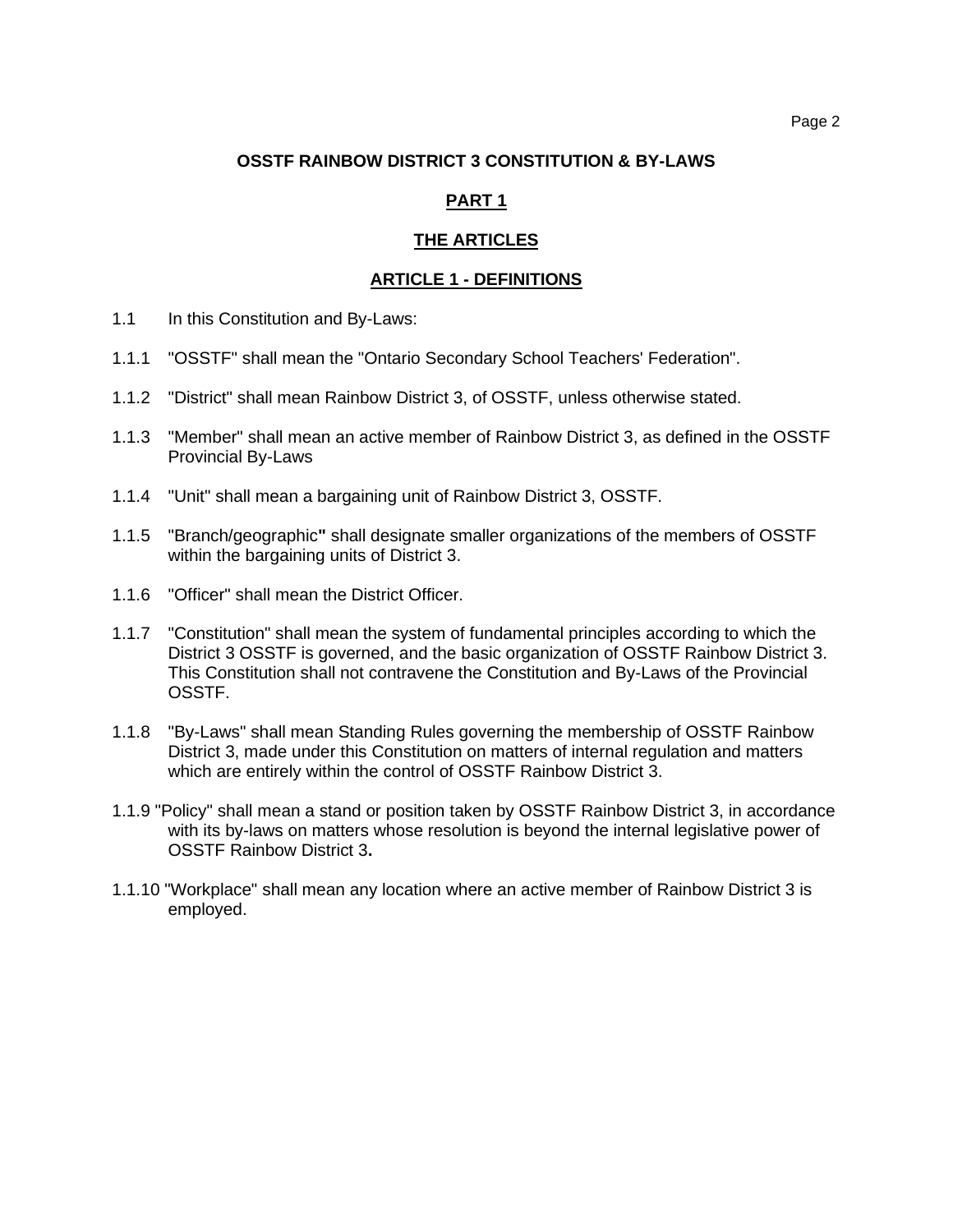# OSSTF RAINBOW DISTRICT 3 CONSTITUTION & BY-LAWS

## PART 1

## THE ARTICLES

### ARTICLE 1 - DEFINITIONS

1.1 In this Constitution and By-Laws:

1.1.1 "OSSTF" shall mean the "Ontario Secondary School Teachers' Federation".

1.1.2 "District" shall mean Rainbow District 3, of OSSTF, unless otherwise stated.

1.1.3 "Member" shall mean an active member of Rainbow District 3, as defined in the OSSTF Provincial By-Laws

1.1.4 "Unit" shall mean a bargaining unit of Rainbow District 3, OSSTF.

1.1.5 "Branch/geographic**"** shall designate smaller organizations of the members of OSSTF within the bargaining units of District 3.

1.1.6 "Officer" shall mean the District Officer.

1.1.7 "Constitution" shall mean the system of fundamental principles according to which the District 3 OSSTF is governed, and the basic organization of OSSTF Rainbow District 3. This Constitution shall not contravene the Constitution and By-Laws of the Provincial OSSTF.

1.1.8 "By-Laws" shall mean Standing Rules governing the membership of OSSTF Rainbow District 3, made under this Constitution on matters of internal regulation and matters which are entirely within the control of OSSTF Rainbow District 3.

1.1.9 "Policy" shall mean a stand or position taken by OSSTF Rainbow District 3, in accordance with its by-laws on matters whose resolution is beyond the internal legislative power of OSSTF Rainbow District 3**.**

1.1.10 "Workplace" shall mean any location where an active member of Rainbow District 3 is employed.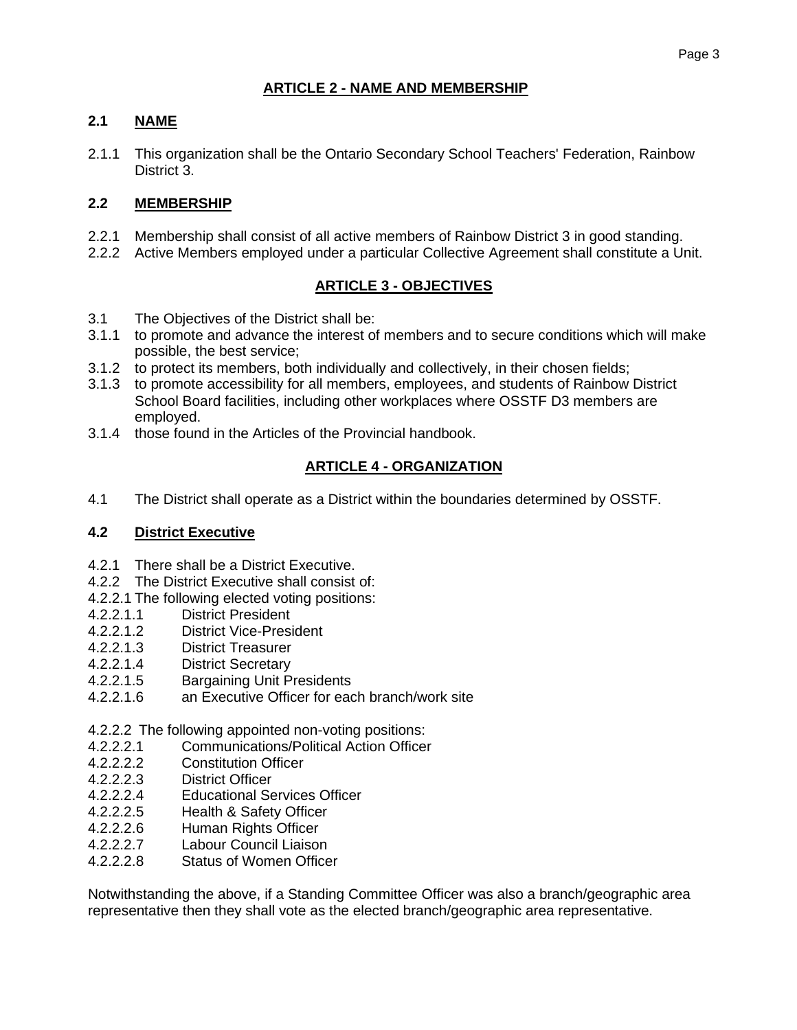## ARTICLE 2 - NAME AND MEMBERSHIP

### 2.1 NAME

2.1.1 This organization shall be the Ontario Secondary School Teachers' Federation, Rainbow District 3.

### 2.2 MEMBERSHIP

2.2.1 Membership shall consist of all active members of Rainbow District 3 in good standing.
2.2.2 Active Members employed under a particular Collective Agreement shall constitute a Unit.

## ARTICLE 3 - OBJECTIVES

3.1 The Objectives of the District shall be:
3.1.1 to promote and advance the interest of members and to secure conditions which will make possible, the best service;
3.1.2 to protect its members, both individually and collectively, in their chosen fields;
3.1.3 to promote accessibility for all members, employees, and students of Rainbow District School Board facilities, including other workplaces where OSSTF D3 members are employed.
3.1.4 those found in the Articles of the Provincial handbook.

## ARTICLE 4 - ORGANIZATION

4.1 The District shall operate as a District within the boundaries determined by OSSTF.

### 4.2 District Executive

4.2.1 There shall be a District Executive.
4.2.2 The District Executive shall consist of:
4.2.2.1 The following elected voting positions:
4.2.2.1.1 District President
4.2.2.1.2 District Vice-President
4.2.2.1.3 District Treasurer
4.2.2.1.4 District Secretary
4.2.2.1.5 Bargaining Unit Presidents
4.2.2.1.6 an Executive Officer for each branch/work site

4.2.2.2 The following appointed non-voting positions:
4.2.2.2.1 Communications/Political Action Officer
4.2.2.2.2 Constitution Officer
4.2.2.2.3 District Officer
4.2.2.2.4 Educational Services Officer
4.2.2.2.5 Health & Safety Officer
4.2.2.2.6 Human Rights Officer
4.2.2.2.7 Labour Council Liaison
4.2.2.2.8 Status of Women Officer

Notwithstanding the above, if a Standing Committee Officer was also a branch/geographic area representative then they shall vote as the elected branch/geographic area representative.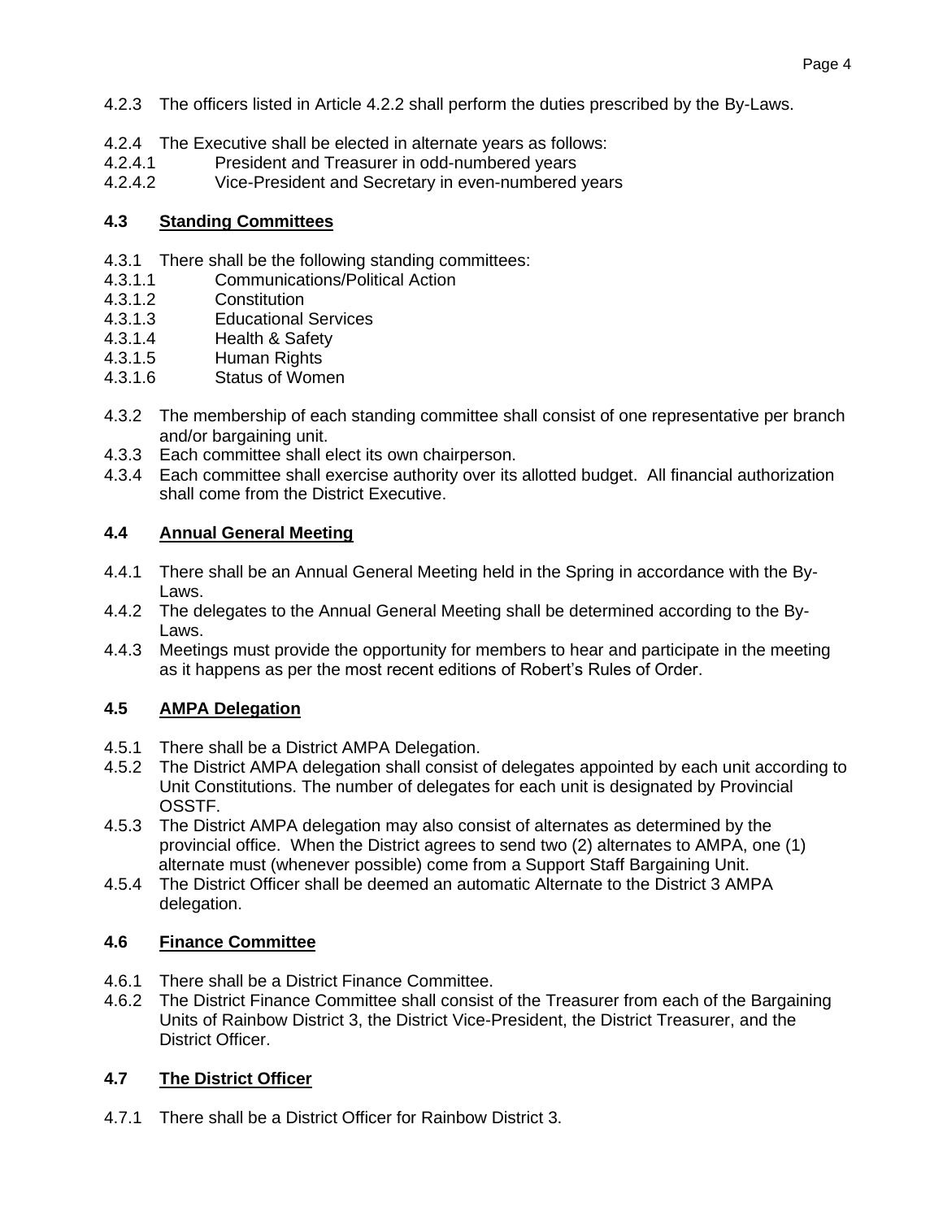4.2.3 The officers listed in Article 4.2.2 shall perform the duties prescribed by the By-Laws.

4.2.4 The Executive shall be elected in alternate years as follows:
4.2.4.1 President and Treasurer in odd-numbered years
4.2.4.2 Vice-President and Secretary in even-numbered years

## 4.3 Standing Committees

4.3.1 There shall be the following standing committees:
4.3.1.1 Communications/Political Action
4.3.1.2 Constitution
4.3.1.3 Educational Services
4.3.1.4 Health & Safety
4.3.1.5 Human Rights
4.3.1.6 Status of Women

4.3.2 The membership of each standing committee shall consist of one representative per branch and/or bargaining unit.
4.3.3 Each committee shall elect its own chairperson.
4.3.4 Each committee shall exercise authority over its allotted budget. All financial authorization shall come from the District Executive.

## 4.4 Annual General Meeting

4.4.1 There shall be an Annual General Meeting held in the Spring in accordance with the By-Laws.
4.4.2 The delegates to the Annual General Meeting shall be determined according to the By-Laws.
4.4.3 Meetings must provide the opportunity for members to hear and participate in the meeting as it happens as per the most recent editions of Robert's Rules of Order.

## 4.5 AMPA Delegation

4.5.1 There shall be a District AMPA Delegation.
4.5.2 The District AMPA delegation shall consist of delegates appointed by each unit according to Unit Constitutions. The number of delegates for each unit is designated by Provincial OSSTF.
4.5.3 The District AMPA delegation may also consist of alternates as determined by the provincial office. When the District agrees to send two (2) alternates to AMPA, one (1) alternate must (whenever possible) come from a Support Staff Bargaining Unit.
4.5.4 The District Officer shall be deemed an automatic Alternate to the District 3 AMPA delegation.

## 4.6 Finance Committee

4.6.1 There shall be a District Finance Committee.
4.6.2 The District Finance Committee shall consist of the Treasurer from each of the Bargaining Units of Rainbow District 3, the District Vice-President, the District Treasurer, and the District Officer.

## 4.7 The District Officer

4.7.1 There shall be a District Officer for Rainbow District 3.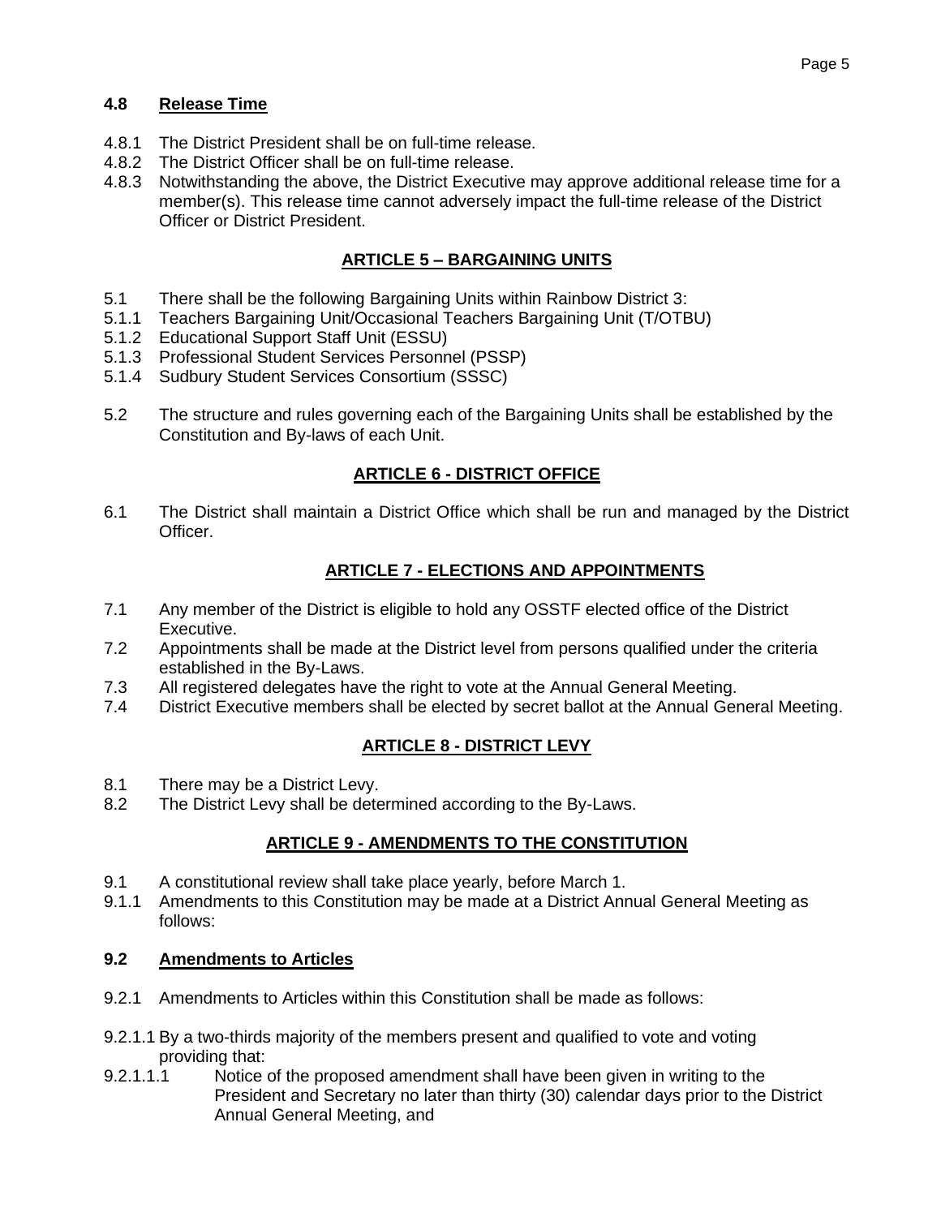### 4.8 Release Time

4.8.1 The District President shall be on full-time release.
4.8.2 The District Officer shall be on full-time release.
4.8.3 Notwithstanding the above, the District Executive may approve additional release time for a member(s). This release time cannot adversely impact the full-time release of the District Officer or District President.

## ARTICLE 5 – BARGAINING UNITS

5.1 There shall be the following Bargaining Units within Rainbow District 3:
5.1.1 Teachers Bargaining Unit/Occasional Teachers Bargaining Unit (T/OTBU)
5.1.2 Educational Support Staff Unit (ESSU)
5.1.3 Professional Student Services Personnel (PSSP)
5.1.4 Sudbury Student Services Consortium (SSSC)

5.2 The structure and rules governing each of the Bargaining Units shall be established by the Constitution and By-laws of each Unit.

## ARTICLE 6 - DISTRICT OFFICE

6.1 The District shall maintain a District Office which shall be run and managed by the District Officer.

## ARTICLE 7 - ELECTIONS AND APPOINTMENTS

7.1 Any member of the District is eligible to hold any OSSTF elected office of the District Executive.
7.2 Appointments shall be made at the District level from persons qualified under the criteria established in the By-Laws.
7.3 All registered delegates have the right to vote at the Annual General Meeting.
7.4 District Executive members shall be elected by secret ballot at the Annual General Meeting.

## ARTICLE 8 - DISTRICT LEVY

8.1 There may be a District Levy.
8.2 The District Levy shall be determined according to the By-Laws.

## ARTICLE 9 - AMENDMENTS TO THE CONSTITUTION

9.1 A constitutional review shall take place yearly, before March 1.
9.1.1 Amendments to this Constitution may be made at a District Annual General Meeting as follows:

### 9.2 Amendments to Articles

9.2.1 Amendments to Articles within this Constitution shall be made as follows:

9.2.1.1 By a two-thirds majority of the members present and qualified to vote and voting providing that:
9.2.1.1.1 Notice of the proposed amendment shall have been given in writing to the President and Secretary no later than thirty (30) calendar days prior to the District Annual General Meeting, and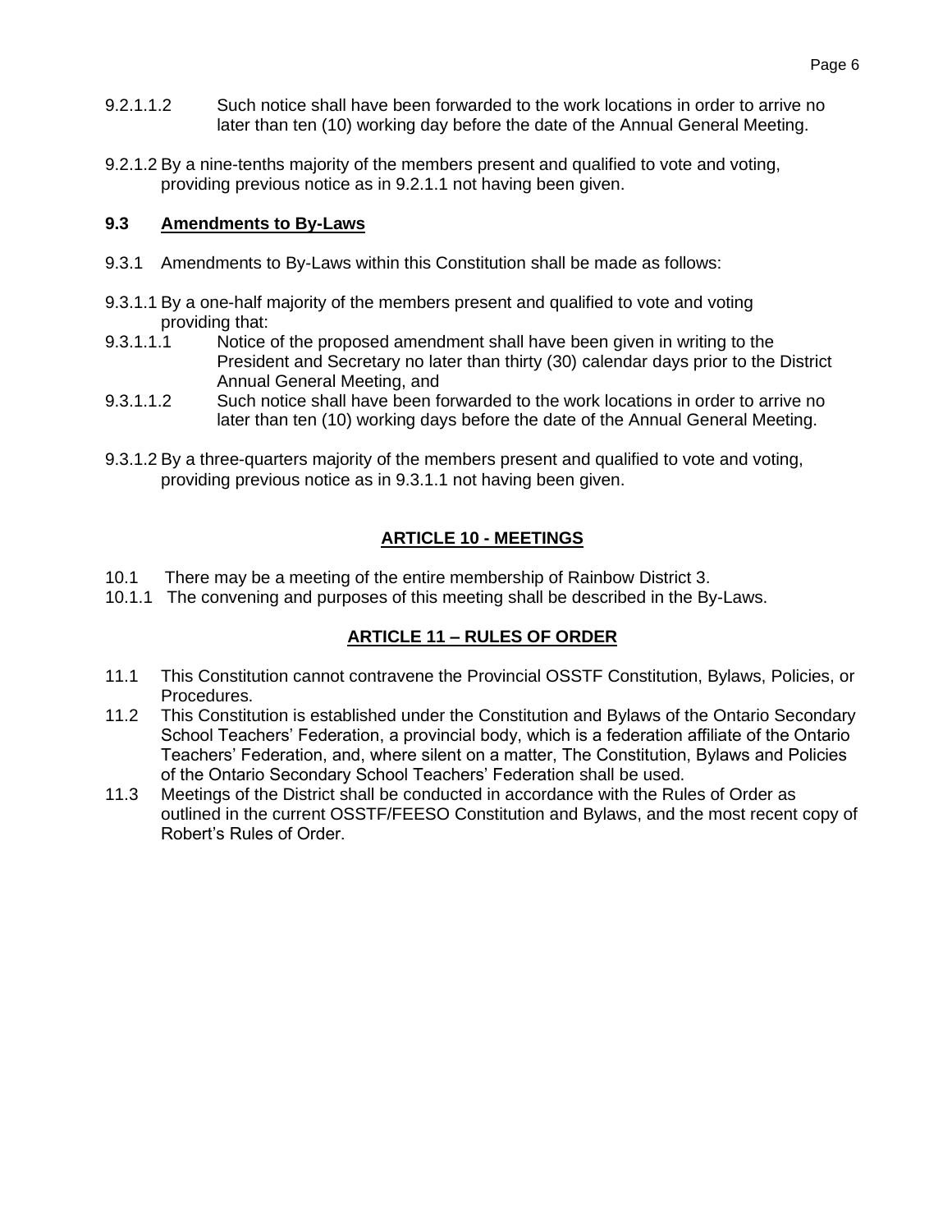9.2.1.1.2 Such notice shall have been forwarded to the work locations in order to arrive no later than ten (10) working day before the date of the Annual General Meeting.

9.2.1.2 By a nine-tenths majority of the members present and qualified to vote and voting, providing previous notice as in 9.2.1.1 not having been given.

### 9.3 Amendments to By-Laws

9.3.1 Amendments to By-Laws within this Constitution shall be made as follows:

9.3.1.1 By a one-half majority of the members present and qualified to vote and voting providing that:

9.3.1.1.1 Notice of the proposed amendment shall have been given in writing to the President and Secretary no later than thirty (30) calendar days prior to the District Annual General Meeting, and

9.3.1.1.2 Such notice shall have been forwarded to the work locations in order to arrive no later than ten (10) working days before the date of the Annual General Meeting.

9.3.1.2 By a three-quarters majority of the members present and qualified to vote and voting, providing previous notice as in 9.3.1.1 not having been given.

## ARTICLE 10 - MEETINGS

10.1 There may be a meeting of the entire membership of Rainbow District 3.

10.1.1 The convening and purposes of this meeting shall be described in the By-Laws.

## ARTICLE 11 – RULES OF ORDER

11.1 This Constitution cannot contravene the Provincial OSSTF Constitution, Bylaws, Policies, or Procedures.

11.2 This Constitution is established under the Constitution and Bylaws of the Ontario Secondary School Teachers' Federation, a provincial body, which is a federation affiliate of the Ontario Teachers' Federation, and, where silent on a matter, The Constitution, Bylaws and Policies of the Ontario Secondary School Teachers' Federation shall be used.

11.3 Meetings of the District shall be conducted in accordance with the Rules of Order as outlined in the current OSSTF/FEESO Constitution and Bylaws, and the most recent copy of Robert's Rules of Order.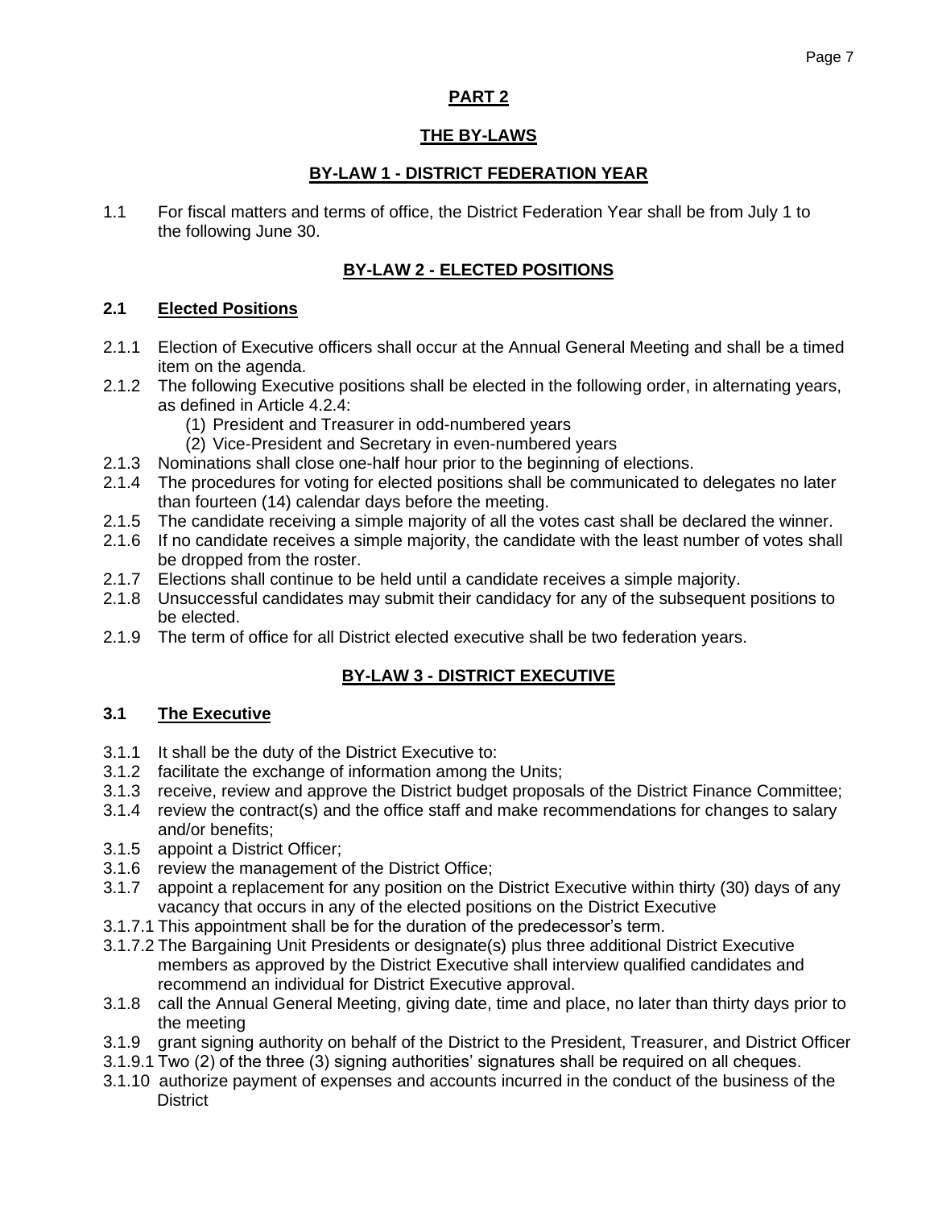# PART 2

## THE BY-LAWS

### BY-LAW 1 - DISTRICT FEDERATION YEAR

1.1 For fiscal matters and terms of office, the District Federation Year shall be from July 1 to the following June 30.

### BY-LAW 2 - ELECTED POSITIONS

**2.1 Elected Positions**

2.1.1 Election of Executive officers shall occur at the Annual General Meeting and shall be a timed item on the agenda.

2.1.2 The following Executive positions shall be elected in the following order, in alternating years, as defined in Article 4.2.4:

- (1) President and Treasurer in odd-numbered years
- (2) Vice-President and Secretary in even-numbered years

2.1.3 Nominations shall close one-half hour prior to the beginning of elections.

2.1.4 The procedures for voting for elected positions shall be communicated to delegates no later than fourteen (14) calendar days before the meeting.

2.1.5 The candidate receiving a simple majority of all the votes cast shall be declared the winner.

2.1.6 If no candidate receives a simple majority, the candidate with the least number of votes shall be dropped from the roster.

2.1.7 Elections shall continue to be held until a candidate receives a simple majority.

2.1.8 Unsuccessful candidates may submit their candidacy for any of the subsequent positions to be elected.

2.1.9 The term of office for all District elected executive shall be two federation years.

### BY-LAW 3 - DISTRICT EXECUTIVE

**3.1 The Executive**

3.1.1 It shall be the duty of the District Executive to:

3.1.2 facilitate the exchange of information among the Units;

3.1.3 receive, review and approve the District budget proposals of the District Finance Committee;

3.1.4 review the contract(s) and the office staff and make recommendations for changes to salary and/or benefits;

3.1.5 appoint a District Officer;

3.1.6 review the management of the District Office;

3.1.7 appoint a replacement for any position on the District Executive within thirty (30) days of any vacancy that occurs in any of the elected positions on the District Executive

3.1.7.1 This appointment shall be for the duration of the predecessor's term.

3.1.7.2 The Bargaining Unit Presidents or designate(s) plus three additional District Executive members as approved by the District Executive shall interview qualified candidates and recommend an individual for District Executive approval.

3.1.8 call the Annual General Meeting, giving date, time and place, no later than thirty days prior to the meeting

3.1.9 grant signing authority on behalf of the District to the President, Treasurer, and District Officer

3.1.9.1 Two (2) of the three (3) signing authorities' signatures shall be required on all cheques.

3.1.10 authorize payment of expenses and accounts incurred in the conduct of the business of the District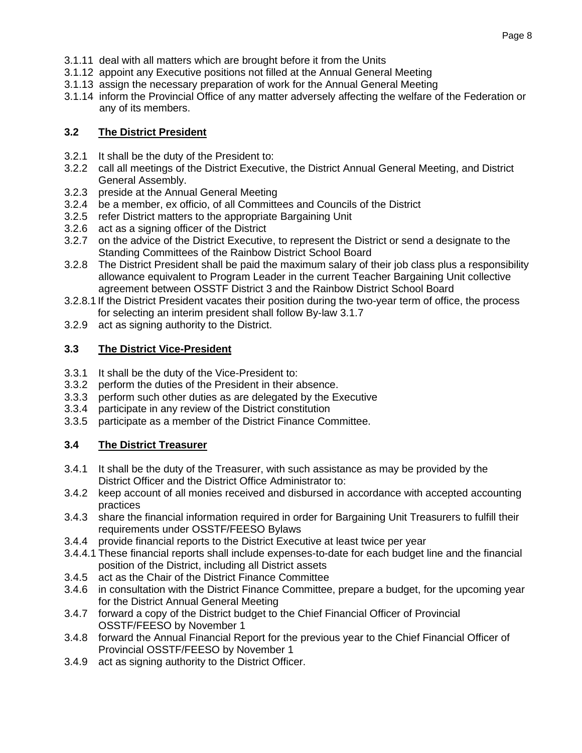3.1.11 deal with all matters which are brought before it from the Units
3.1.12 appoint any Executive positions not filled at the Annual General Meeting
3.1.13 assign the necessary preparation of work for the Annual General Meeting
3.1.14 inform the Provincial Office of any matter adversely affecting the welfare of the Federation or any of its members.

### 3.2 The District President

3.2.1 It shall be the duty of the President to:
3.2.2 call all meetings of the District Executive, the District Annual General Meeting, and District General Assembly.
3.2.3 preside at the Annual General Meeting
3.2.4 be a member, ex officio, of all Committees and Councils of the District
3.2.5 refer District matters to the appropriate Bargaining Unit
3.2.6 act as a signing officer of the District
3.2.7 on the advice of the District Executive, to represent the District or send a designate to the Standing Committees of the Rainbow District School Board
3.2.8 The District President shall be paid the maximum salary of their job class plus a responsibility allowance equivalent to Program Leader in the current Teacher Bargaining Unit collective agreement between OSSTF District 3 and the Rainbow District School Board
3.2.8.1 If the District President vacates their position during the two-year term of office, the process for selecting an interim president shall follow By-law 3.1.7
3.2.9 act as signing authority to the District.

### 3.3 The District Vice-President

3.3.1 It shall be the duty of the Vice-President to:
3.3.2 perform the duties of the President in their absence.
3.3.3 perform such other duties as are delegated by the Executive
3.3.4 participate in any review of the District constitution
3.3.5 participate as a member of the District Finance Committee.

### 3.4 The District Treasurer

3.4.1 It shall be the duty of the Treasurer, with such assistance as may be provided by the District Officer and the District Office Administrator to:
3.4.2 keep account of all monies received and disbursed in accordance with accepted accounting practices
3.4.3 share the financial information required in order for Bargaining Unit Treasurers to fulfill their requirements under OSSTF/FEESO Bylaws
3.4.4 provide financial reports to the District Executive at least twice per year
3.4.4.1 These financial reports shall include expenses-to-date for each budget line and the financial position of the District, including all District assets
3.4.5 act as the Chair of the District Finance Committee
3.4.6 in consultation with the District Finance Committee, prepare a budget, for the upcoming year for the District Annual General Meeting
3.4.7 forward a copy of the District budget to the Chief Financial Officer of Provincial OSSTF/FEESO by November 1
3.4.8 forward the Annual Financial Report for the previous year to the Chief Financial Officer of Provincial OSSTF/FEESO by November 1
3.4.9 act as signing authority to the District Officer.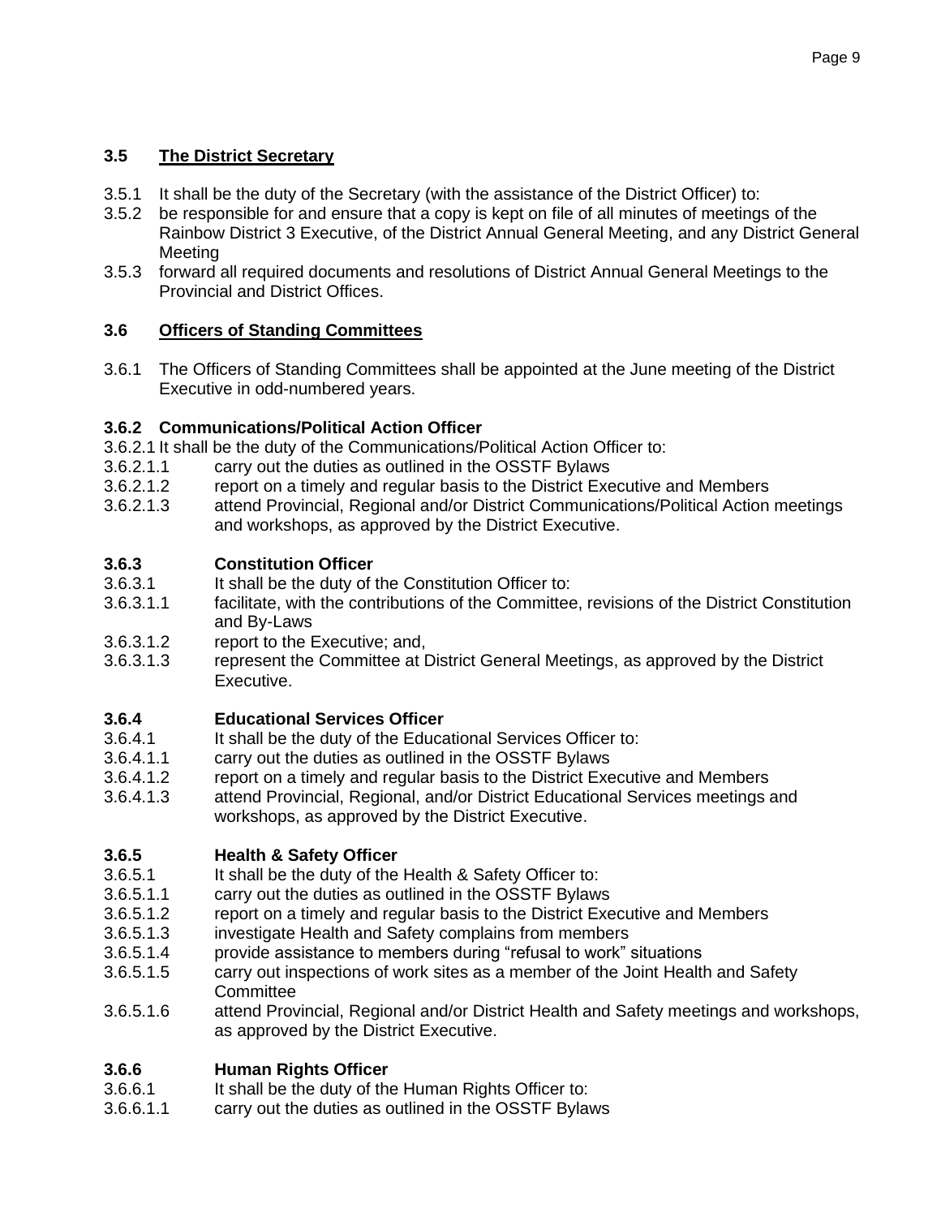### 3.5 The District Secretary

3.5.1 It shall be the duty of the Secretary (with the assistance of the District Officer) to:

3.5.2 be responsible for and ensure that a copy is kept on file of all minutes of meetings of the Rainbow District 3 Executive, of the District Annual General Meeting, and any District General Meeting

3.5.3 forward all required documents and resolutions of District Annual General Meetings to the Provincial and District Offices.

### 3.6 Officers of Standing Committees

3.6.1 The Officers of Standing Committees shall be appointed at the June meeting of the District Executive in odd-numbered years.

#### 3.6.2 Communications/Political Action Officer

3.6.2.1 It shall be the duty of the Communications/Political Action Officer to:

3.6.2.1.1 carry out the duties as outlined in the OSSTF Bylaws

3.6.2.1.2 report on a timely and regular basis to the District Executive and Members

3.6.2.1.3 attend Provincial, Regional and/or District Communications/Political Action meetings and workshops, as approved by the District Executive.

#### 3.6.3 Constitution Officer

3.6.3.1 It shall be the duty of the Constitution Officer to:

3.6.3.1.1 facilitate, with the contributions of the Committee, revisions of the District Constitution and By-Laws

3.6.3.1.2 report to the Executive; and,

3.6.3.1.3 represent the Committee at District General Meetings, as approved by the District Executive.

#### 3.6.4 Educational Services Officer

3.6.4.1 It shall be the duty of the Educational Services Officer to:

3.6.4.1.1 carry out the duties as outlined in the OSSTF Bylaws

3.6.4.1.2 report on a timely and regular basis to the District Executive and Members

3.6.4.1.3 attend Provincial, Regional, and/or District Educational Services meetings and workshops, as approved by the District Executive.

#### 3.6.5 Health & Safety Officer

3.6.5.1 It shall be the duty of the Health & Safety Officer to:

3.6.5.1.1 carry out the duties as outlined in the OSSTF Bylaws

3.6.5.1.2 report on a timely and regular basis to the District Executive and Members

3.6.5.1.3 investigate Health and Safety complains from members

3.6.5.1.4 provide assistance to members during “refusal to work” situations

3.6.5.1.5 carry out inspections of work sites as a member of the Joint Health and Safety Committee

3.6.5.1.6 attend Provincial, Regional and/or District Health and Safety meetings and workshops, as approved by the District Executive.

#### 3.6.6 Human Rights Officer

3.6.6.1 It shall be the duty of the Human Rights Officer to:

3.6.6.1.1 carry out the duties as outlined in the OSSTF Bylaws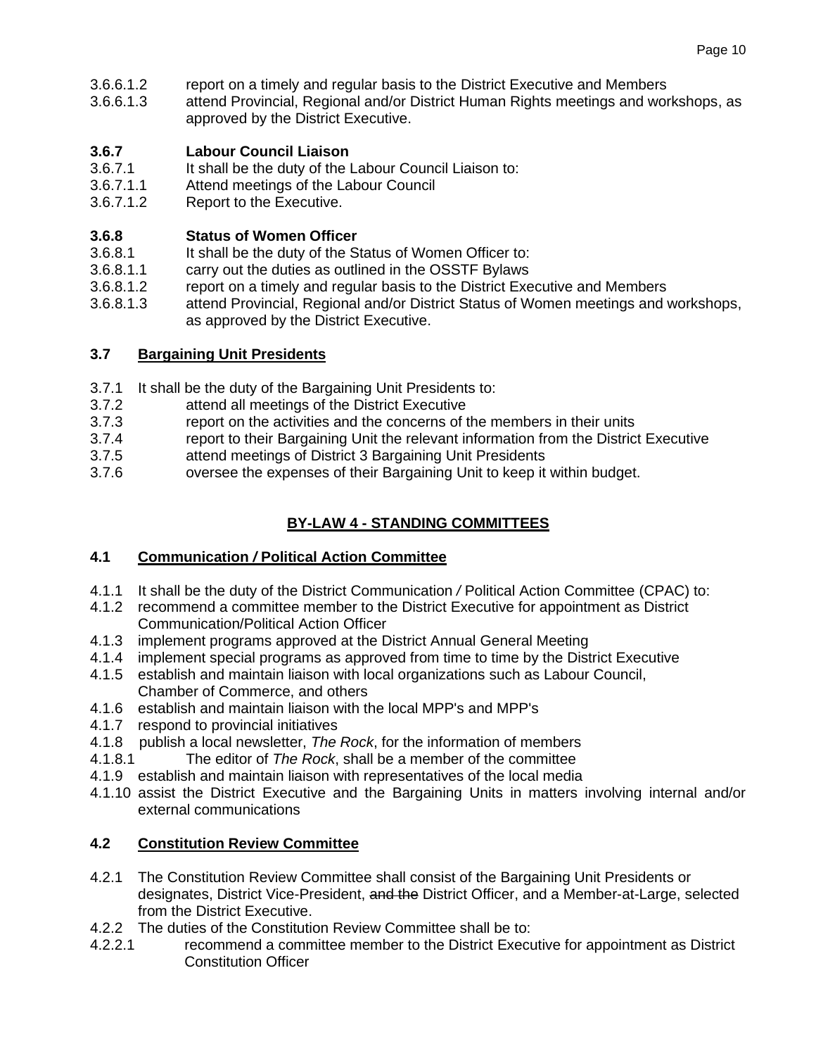3.6.6.1.2 report on a timely and regular basis to the District Executive and Members
3.6.6.1.3 attend Provincial, Regional and/or District Human Rights meetings and workshops, as approved by the District Executive.

**3.6.7 Labour Council Liaison**

3.6.7.1 It shall be the duty of the Labour Council Liaison to:
3.6.7.1.1 Attend meetings of the Labour Council
3.6.7.1.2 Report to the Executive.

**3.6.8 Status of Women Officer**

3.6.8.1 It shall be the duty of the Status of Women Officer to:
3.6.8.1.1 carry out the duties as outlined in the OSSTF Bylaws
3.6.8.1.2 report on a timely and regular basis to the District Executive and Members
3.6.8.1.3 attend Provincial, Regional and/or District Status of Women meetings and workshops, as approved by the District Executive.

### 3.7 Bargaining Unit Presidents

3.7.1 It shall be the duty of the Bargaining Unit Presidents to:
3.7.2 attend all meetings of the District Executive
3.7.3 report on the activities and the concerns of the members in their units
3.7.4 report to their Bargaining Unit the relevant information from the District Executive
3.7.5 attend meetings of District 3 Bargaining Unit Presidents
3.7.6 oversee the expenses of their Bargaining Unit to keep it within budget.

## BY-LAW 4 - STANDING COMMITTEES

### 4.1 Communication / Political Action Committee

4.1.1 It shall be the duty of the District Communication / Political Action Committee (CPAC) to:
4.1.2 recommend a committee member to the District Executive for appointment as District Communication/Political Action Officer
4.1.3 implement programs approved at the District Annual General Meeting
4.1.4 implement special programs as approved from time to time by the District Executive
4.1.5 establish and maintain liaison with local organizations such as Labour Council, Chamber of Commerce, and others
4.1.6 establish and maintain liaison with the local MPP's and MPP's
4.1.7 respond to provincial initiatives
4.1.8 publish a local newsletter, *The Rock*, for the information of members
4.1.8.1 The editor of *The Rock*, shall be a member of the committee
4.1.9 establish and maintain liaison with representatives of the local media
4.1.10 assist the District Executive and the Bargaining Units in matters involving internal and/or external communications

### 4.2 Constitution Review Committee

4.2.1 The Constitution Review Committee shall consist of the Bargaining Unit Presidents or designates, District Vice-President, ~~and the~~ District Officer, and a Member-at-Large, selected from the District Executive.
4.2.2 The duties of the Constitution Review Committee shall be to:
4.2.2.1 recommend a committee member to the District Executive for appointment as District Constitution Officer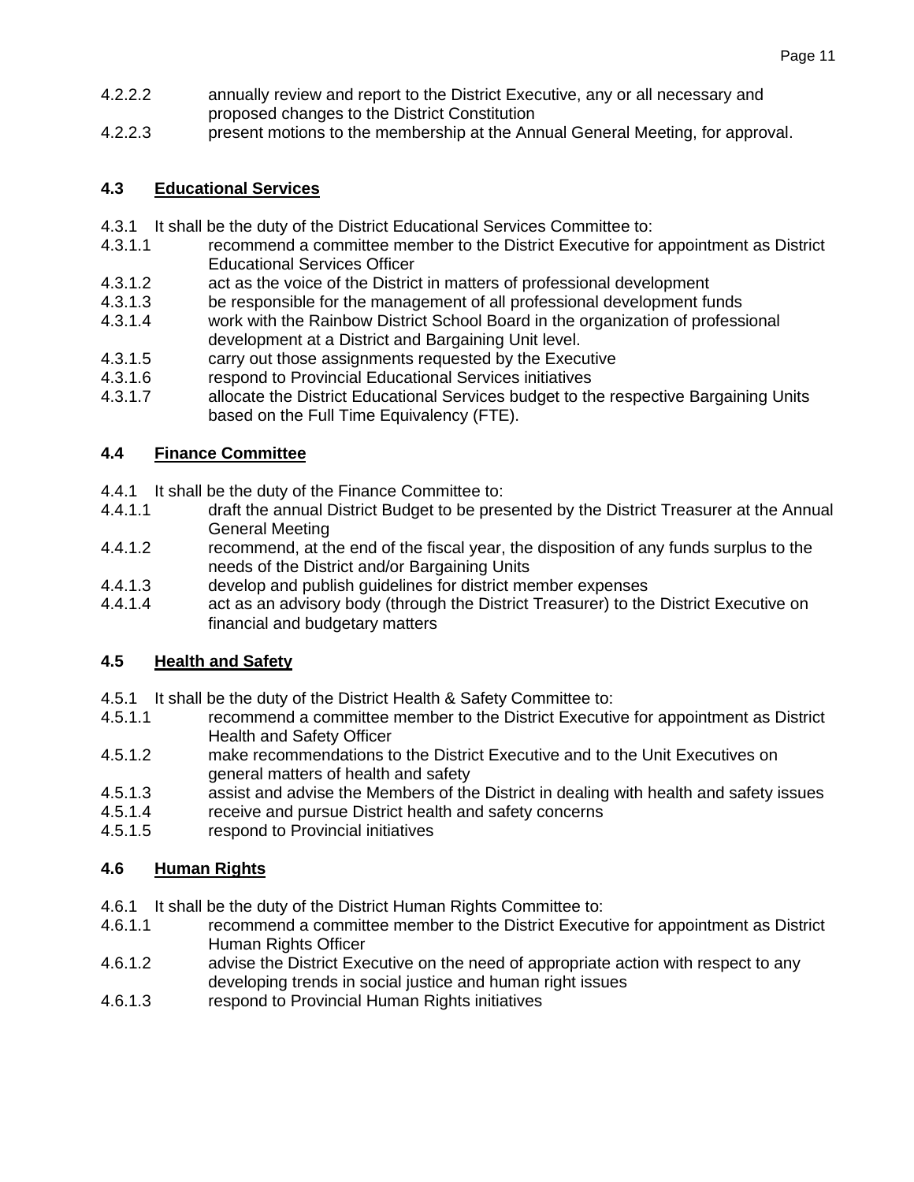4.2.2.2 annually review and report to the District Executive, any or all necessary and proposed changes to the District Constitution

4.2.2.3 present motions to the membership at the Annual General Meeting, for approval.

## 4.3 Educational Services

4.3.1 It shall be the duty of the District Educational Services Committee to:

4.3.1.1 recommend a committee member to the District Executive for appointment as District Educational Services Officer

4.3.1.2 act as the voice of the District in matters of professional development

4.3.1.3 be responsible for the management of all professional development funds

4.3.1.4 work with the Rainbow District School Board in the organization of professional development at a District and Bargaining Unit level.

4.3.1.5 carry out those assignments requested by the Executive

4.3.1.6 respond to Provincial Educational Services initiatives

4.3.1.7 allocate the District Educational Services budget to the respective Bargaining Units based on the Full Time Equivalency (FTE).

## 4.4 Finance Committee

4.4.1 It shall be the duty of the Finance Committee to:

4.4.1.1 draft the annual District Budget to be presented by the District Treasurer at the Annual General Meeting

4.4.1.2 recommend, at the end of the fiscal year, the disposition of any funds surplus to the needs of the District and/or Bargaining Units

4.4.1.3 develop and publish guidelines for district member expenses

4.4.1.4 act as an advisory body (through the District Treasurer) to the District Executive on financial and budgetary matters

## 4.5 Health and Safety

4.5.1 It shall be the duty of the District Health & Safety Committee to:

4.5.1.1 recommend a committee member to the District Executive for appointment as District Health and Safety Officer

4.5.1.2 make recommendations to the District Executive and to the Unit Executives on general matters of health and safety

4.5.1.3 assist and advise the Members of the District in dealing with health and safety issues

4.5.1.4 receive and pursue District health and safety concerns

4.5.1.5 respond to Provincial initiatives

## 4.6 Human Rights

4.6.1 It shall be the duty of the District Human Rights Committee to:

4.6.1.1 recommend a committee member to the District Executive for appointment as District Human Rights Officer

4.6.1.2 advise the District Executive on the need of appropriate action with respect to any developing trends in social justice and human right issues

4.6.1.3 respond to Provincial Human Rights initiatives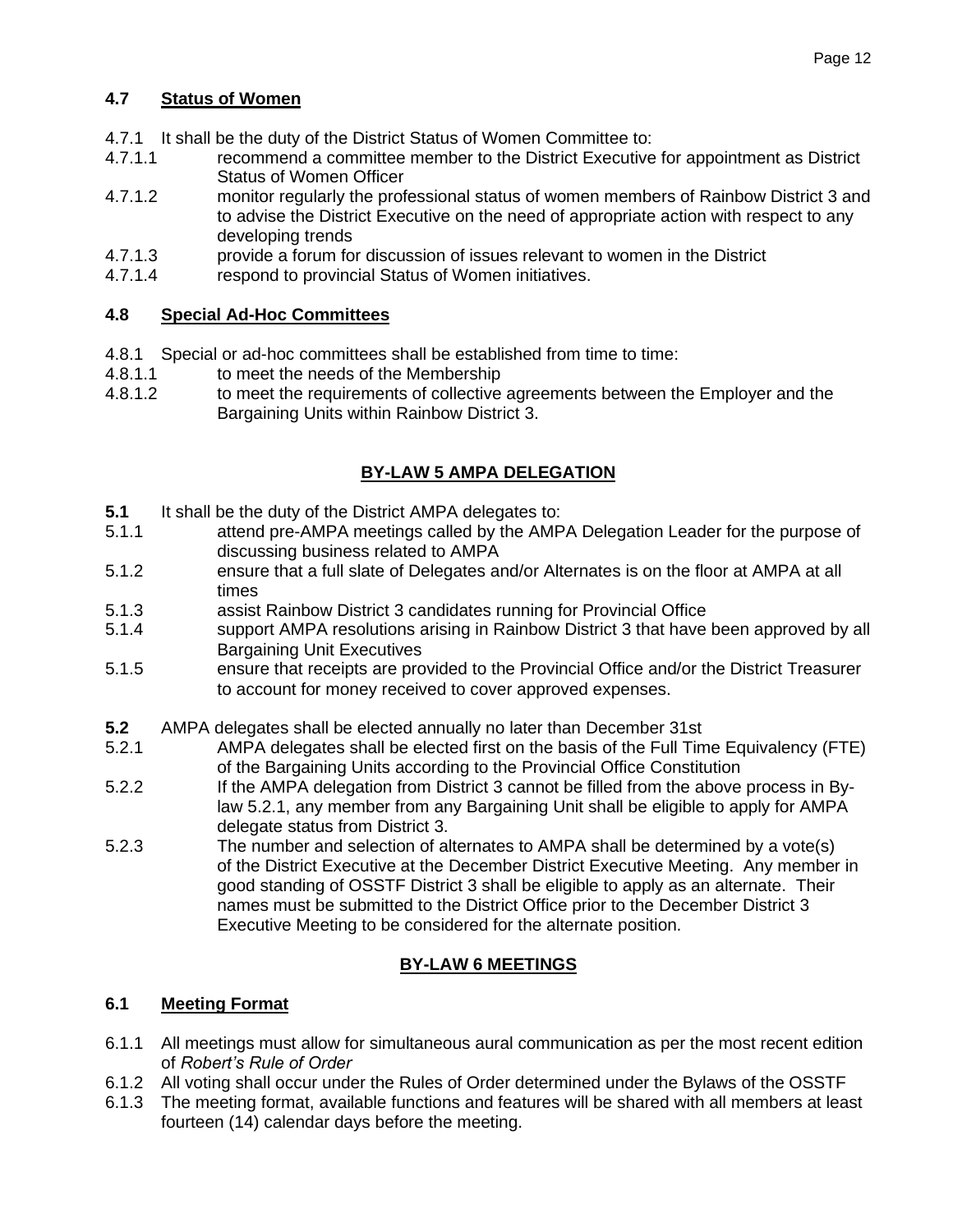### 4.7 Status of Women

4.7.1 It shall be the duty of the District Status of Women Committee to:

4.7.1.1 recommend a committee member to the District Executive for appointment as District Status of Women Officer

4.7.1.2 monitor regularly the professional status of women members of Rainbow District 3 and to advise the District Executive on the need of appropriate action with respect to any developing trends

4.7.1.3 provide a forum for discussion of issues relevant to women in the District

4.7.1.4 respond to provincial Status of Women initiatives.

### 4.8 Special Ad-Hoc Committees

4.8.1 Special or ad-hoc committees shall be established from time to time:

4.8.1.1 to meet the needs of the Membership

4.8.1.2 to meet the requirements of collective agreements between the Employer and the Bargaining Units within Rainbow District 3.

## BY-LAW 5 AMPA DELEGATION

**5.1** It shall be the duty of the District AMPA delegates to:

5.1.1 attend pre-AMPA meetings called by the AMPA Delegation Leader for the purpose of discussing business related to AMPA

5.1.2 ensure that a full slate of Delegates and/or Alternates is on the floor at AMPA at all times

5.1.3 assist Rainbow District 3 candidates running for Provincial Office

5.1.4 support AMPA resolutions arising in Rainbow District 3 that have been approved by all Bargaining Unit Executives

5.1.5 ensure that receipts are provided to the Provincial Office and/or the District Treasurer to account for money received to cover approved expenses.

**5.2** AMPA delegates shall be elected annually no later than December 31st

5.2.1 AMPA delegates shall be elected first on the basis of the Full Time Equivalency (FTE) of the Bargaining Units according to the Provincial Office Constitution

5.2.2 If the AMPA delegation from District 3 cannot be filled from the above process in By-law 5.2.1, any member from any Bargaining Unit shall be eligible to apply for AMPA delegate status from District 3.

5.2.3 The number and selection of alternates to AMPA shall be determined by a vote(s) of the District Executive at the December District Executive Meeting. Any member in good standing of OSSTF District 3 shall be eligible to apply as an alternate. Their names must be submitted to the District Office prior to the December District 3 Executive Meeting to be considered for the alternate position.

## BY-LAW 6 MEETINGS

### 6.1 Meeting Format

6.1.1 All meetings must allow for simultaneous aural communication as per the most recent edition of *Robert's Rule of Order*

6.1.2 All voting shall occur under the Rules of Order determined under the Bylaws of the OSSTF

6.1.3 The meeting format, available functions and features will be shared with all members at least fourteen (14) calendar days before the meeting.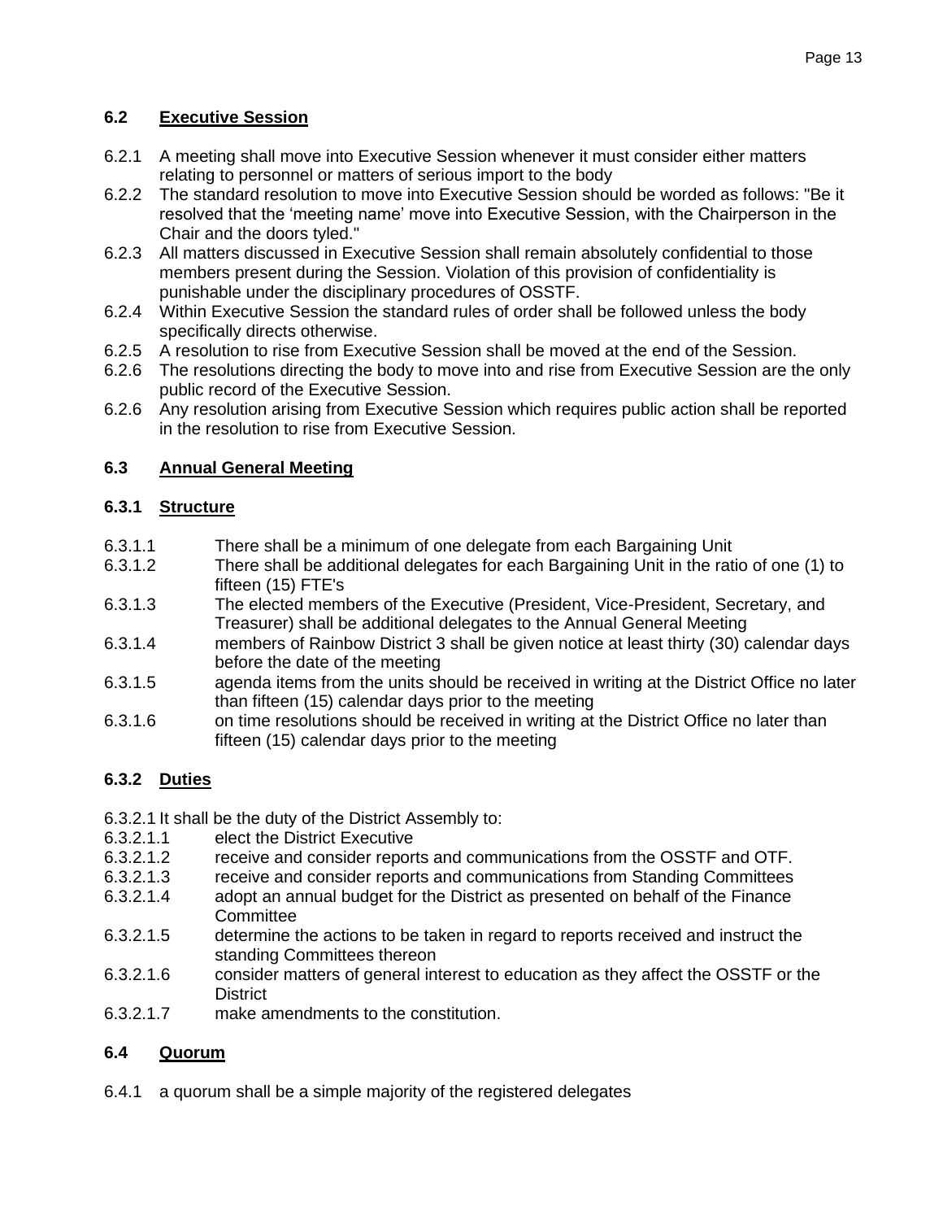## 6.2 Executive Session

6.2.1 A meeting shall move into Executive Session whenever it must consider either matters relating to personnel or matters of serious import to the body

6.2.2 The standard resolution to move into Executive Session should be worded as follows: "Be it resolved that the 'meeting name' move into Executive Session, with the Chairperson in the Chair and the doors tyled."

6.2.3 All matters discussed in Executive Session shall remain absolutely confidential to those members present during the Session. Violation of this provision of confidentiality is punishable under the disciplinary procedures of OSSTF.

6.2.4 Within Executive Session the standard rules of order shall be followed unless the body specifically directs otherwise.

6.2.5 A resolution to rise from Executive Session shall be moved at the end of the Session.

6.2.6 The resolutions directing the body to move into and rise from Executive Session are the only public record of the Executive Session.

6.2.6 Any resolution arising from Executive Session which requires public action shall be reported in the resolution to rise from Executive Session.

## 6.3 Annual General Meeting

### 6.3.1 Structure

6.3.1.1 There shall be a minimum of one delegate from each Bargaining Unit

6.3.1.2 There shall be additional delegates for each Bargaining Unit in the ratio of one (1) to fifteen (15) FTE's

6.3.1.3 The elected members of the Executive (President, Vice-President, Secretary, and Treasurer) shall be additional delegates to the Annual General Meeting

6.3.1.4 members of Rainbow District 3 shall be given notice at least thirty (30) calendar days before the date of the meeting

6.3.1.5 agenda items from the units should be received in writing at the District Office no later than fifteen (15) calendar days prior to the meeting

6.3.1.6 on time resolutions should be received in writing at the District Office no later than fifteen (15) calendar days prior to the meeting

### 6.3.2 Duties

6.3.2.1 It shall be the duty of the District Assembly to:

6.3.2.1.1 elect the District Executive

6.3.2.1.2 receive and consider reports and communications from the OSSTF and OTF.

6.3.2.1.3 receive and consider reports and communications from Standing Committees

6.3.2.1.4 adopt an annual budget for the District as presented on behalf of the Finance Committee

6.3.2.1.5 determine the actions to be taken in regard to reports received and instruct the standing Committees thereon

6.3.2.1.6 consider matters of general interest to education as they affect the OSSTF or the District

6.3.2.1.7 make amendments to the constitution.

## 6.4 Quorum

6.4.1 a quorum shall be a simple majority of the registered delegates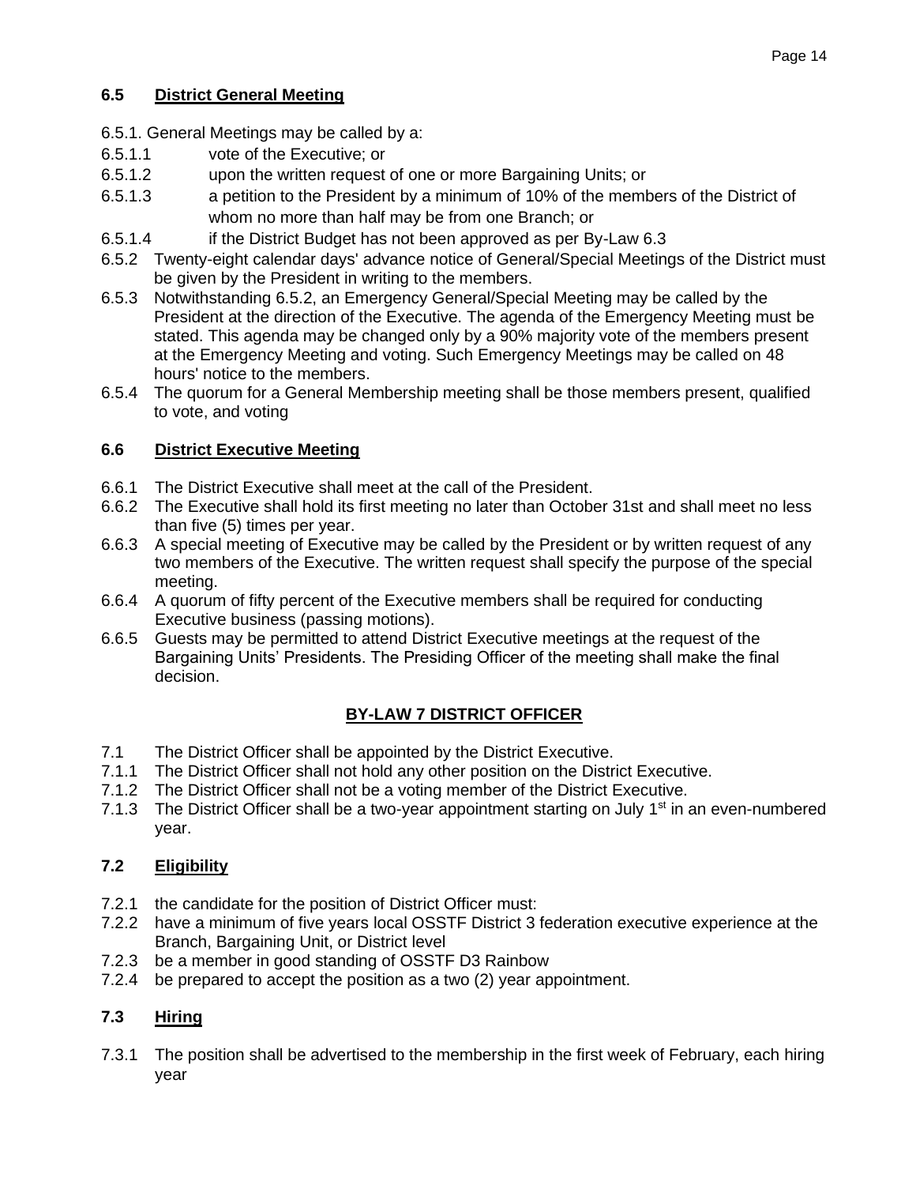### 6.5 District General Meeting

6.5.1. General Meetings may be called by a:

6.5.1.1 vote of the Executive; or

6.5.1.2 upon the written request of one or more Bargaining Units; or

6.5.1.3 a petition to the President by a minimum of 10% of the members of the District of whom no more than half may be from one Branch; or

6.5.1.4 if the District Budget has not been approved as per By-Law 6.3

6.5.2 Twenty-eight calendar days' advance notice of General/Special Meetings of the District must be given by the President in writing to the members.

6.5.3 Notwithstanding 6.5.2, an Emergency General/Special Meeting may be called by the President at the direction of the Executive. The agenda of the Emergency Meeting must be stated. This agenda may be changed only by a 90% majority vote of the members present at the Emergency Meeting and voting. Such Emergency Meetings may be called on 48 hours' notice to the members.

6.5.4 The quorum for a General Membership meeting shall be those members present, qualified to vote, and voting

### 6.6 District Executive Meeting

6.6.1 The District Executive shall meet at the call of the President.

6.6.2 The Executive shall hold its first meeting no later than October 31st and shall meet no less than five (5) times per year.

6.6.3 A special meeting of Executive may be called by the President or by written request of any two members of the Executive. The written request shall specify the purpose of the special meeting.

6.6.4 A quorum of fifty percent of the Executive members shall be required for conducting Executive business (passing motions).

6.6.5 Guests may be permitted to attend District Executive meetings at the request of the Bargaining Units' Presidents. The Presiding Officer of the meeting shall make the final decision.

## BY-LAW 7 DISTRICT OFFICER

7.1 The District Officer shall be appointed by the District Executive.

7.1.1 The District Officer shall not hold any other position on the District Executive.

7.1.2 The District Officer shall not be a voting member of the District Executive.

7.1.3 The District Officer shall be a two-year appointment starting on July 1st in an even-numbered year.

### 7.2 Eligibility

7.2.1 the candidate for the position of District Officer must:

7.2.2 have a minimum of five years local OSSTF District 3 federation executive experience at the Branch, Bargaining Unit, or District level

7.2.3 be a member in good standing of OSSTF D3 Rainbow

7.2.4 be prepared to accept the position as a two (2) year appointment.

### 7.3 Hiring

7.3.1 The position shall be advertised to the membership in the first week of February, each hiring year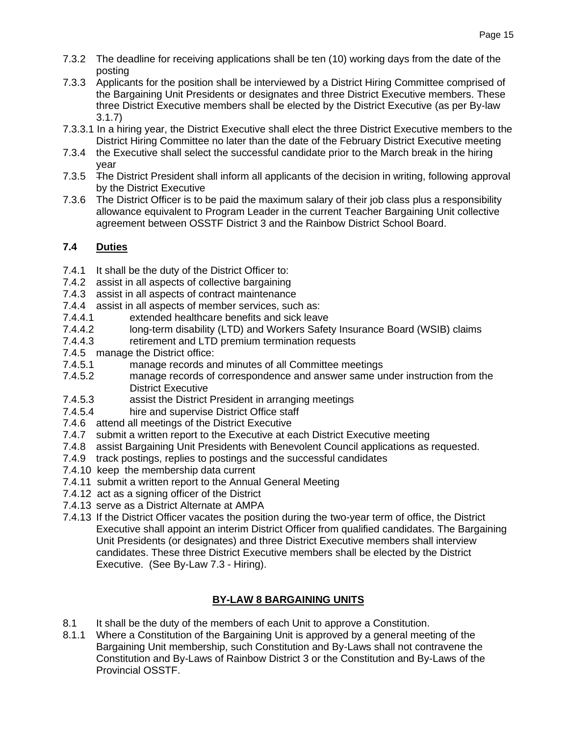7.3.2 The deadline for receiving applications shall be ten (10) working days from the date of the posting

7.3.3 Applicants for the position shall be interviewed by a District Hiring Committee comprised of the Bargaining Unit Presidents or designates and three District Executive members. These three District Executive members shall be elected by the District Executive (as per By-law 3.1.7)

7.3.3.1 In a hiring year, the District Executive shall elect the three District Executive members to the District Hiring Committee no later than the date of the February District Executive meeting

7.3.4 the Executive shall select the successful candidate prior to the March break in the hiring year

7.3.5 The District President shall inform all applicants of the decision in writing, following approval by the District Executive

7.3.6 The District Officer is to be paid the maximum salary of their job class plus a responsibility allowance equivalent to Program Leader in the current Teacher Bargaining Unit collective agreement between OSSTF District 3 and the Rainbow District School Board.

### 7.4 Duties

7.4.1 It shall be the duty of the District Officer to:

7.4.2 assist in all aspects of collective bargaining

7.4.3 assist in all aspects of contract maintenance

7.4.4 assist in all aspects of member services, such as:

7.4.4.1 extended healthcare benefits and sick leave

7.4.4.2 long-term disability (LTD) and Workers Safety Insurance Board (WSIB) claims

7.4.4.3 retirement and LTD premium termination requests

7.4.5 manage the District office:

7.4.5.1 manage records and minutes of all Committee meetings

7.4.5.2 manage records of correspondence and answer same under instruction from the District Executive

7.4.5.3 assist the District President in arranging meetings

7.4.5.4 hire and supervise District Office staff

7.4.6 attend all meetings of the District Executive

7.4.7 submit a written report to the Executive at each District Executive meeting

7.4.8 assist Bargaining Unit Presidents with Benevolent Council applications as requested.

7.4.9 track postings, replies to postings and the successful candidates

7.4.10 keep the membership data current

7.4.11 submit a written report to the Annual General Meeting

7.4.12 act as a signing officer of the District

7.4.13 serve as a District Alternate at AMPA

7.4.13 If the District Officer vacates the position during the two-year term of office, the District Executive shall appoint an interim District Officer from qualified candidates. The Bargaining Unit Presidents (or designates) and three District Executive members shall interview candidates. These three District Executive members shall be elected by the District Executive. (See By-Law 7.3 - Hiring).

## BY-LAW 8 BARGAINING UNITS

8.1 It shall be the duty of the members of each Unit to approve a Constitution.

8.1.1 Where a Constitution of the Bargaining Unit is approved by a general meeting of the Bargaining Unit membership, such Constitution and By-Laws shall not contravene the Constitution and By-Laws of Rainbow District 3 or the Constitution and By-Laws of the Provincial OSSTF.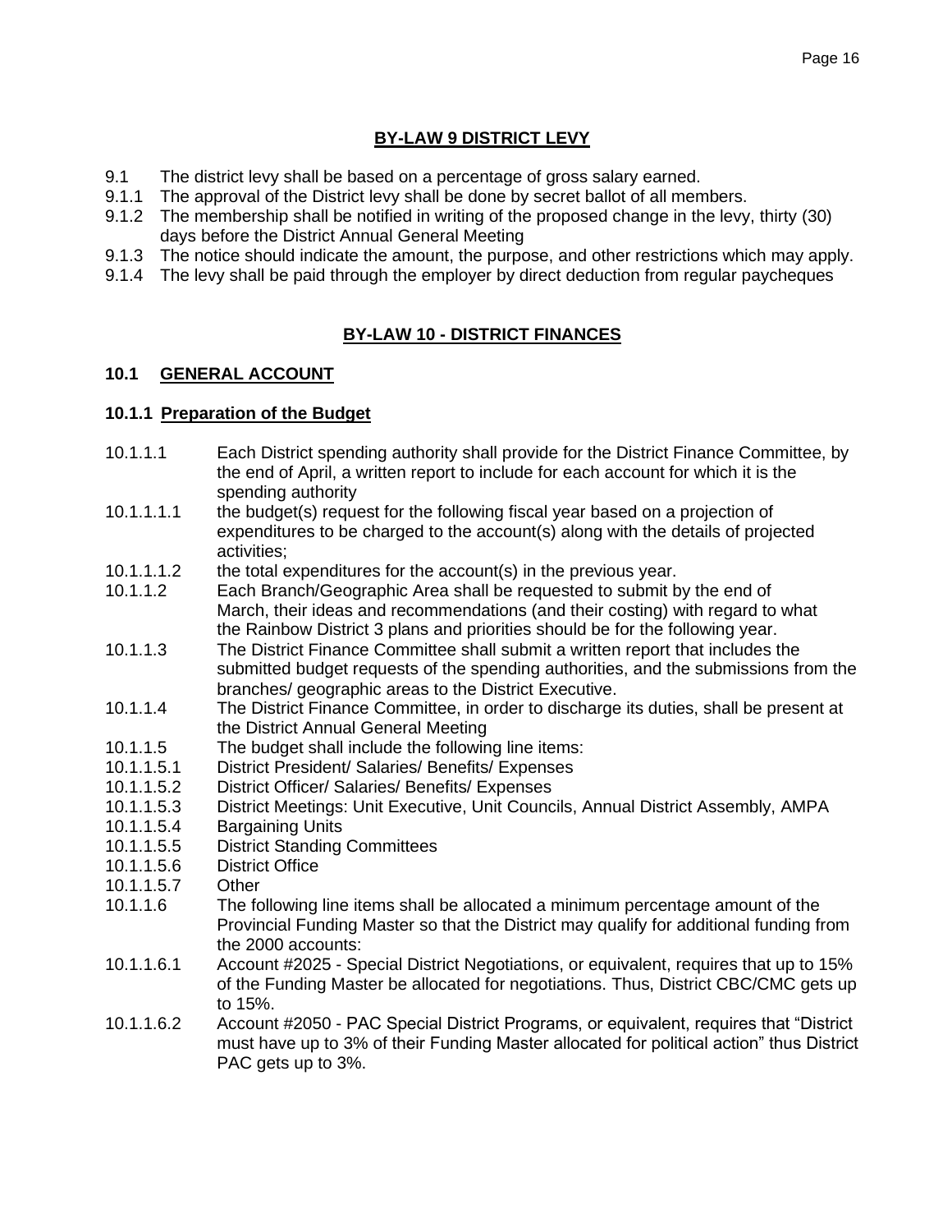## BY-LAW 9 DISTRICT LEVY

9.1 The district levy shall be based on a percentage of gross salary earned.
9.1.1 The approval of the District levy shall be done by secret ballot of all members.
9.1.2 The membership shall be notified in writing of the proposed change in the levy, thirty (30) days before the District Annual General Meeting
9.1.3 The notice should indicate the amount, the purpose, and other restrictions which may apply.
9.1.4 The levy shall be paid through the employer by direct deduction from regular paycheques

## BY-LAW 10 - DISTRICT FINANCES

### 10.1 GENERAL ACCOUNT

#### 10.1.1 Preparation of the Budget

10.1.1.1 Each District spending authority shall provide for the District Finance Committee, by the end of April, a written report to include for each account for which it is the spending authority
10.1.1.1.1 the budget(s) request for the following fiscal year based on a projection of expenditures to be charged to the account(s) along with the details of projected activities;
10.1.1.1.2 the total expenditures for the account(s) in the previous year.
10.1.1.2 Each Branch/Geographic Area shall be requested to submit by the end of March, their ideas and recommendations (and their costing) with regard to what the Rainbow District 3 plans and priorities should be for the following year.
10.1.1.3 The District Finance Committee shall submit a written report that includes the submitted budget requests of the spending authorities, and the submissions from the branches/ geographic areas to the District Executive.
10.1.1.4 The District Finance Committee, in order to discharge its duties, shall be present at the District Annual General Meeting
10.1.1.5 The budget shall include the following line items:
10.1.1.5.1 District President/ Salaries/ Benefits/ Expenses
10.1.1.5.2 District Officer/ Salaries/ Benefits/ Expenses
10.1.1.5.3 District Meetings: Unit Executive, Unit Councils, Annual District Assembly, AMPA
10.1.1.5.4 Bargaining Units
10.1.1.5.5 District Standing Committees
10.1.1.5.6 District Office
10.1.1.5.7 Other
10.1.1.6 The following line items shall be allocated a minimum percentage amount of the Provincial Funding Master so that the District may qualify for additional funding from the 2000 accounts:
10.1.1.6.1 Account #2025 - Special District Negotiations, or equivalent, requires that up to 15% of the Funding Master be allocated for negotiations. Thus, District CBC/CMC gets up to 15%.
10.1.1.6.2 Account #2050 - PAC Special District Programs, or equivalent, requires that "District must have up to 3% of their Funding Master allocated for political action" thus District PAC gets up to 3%.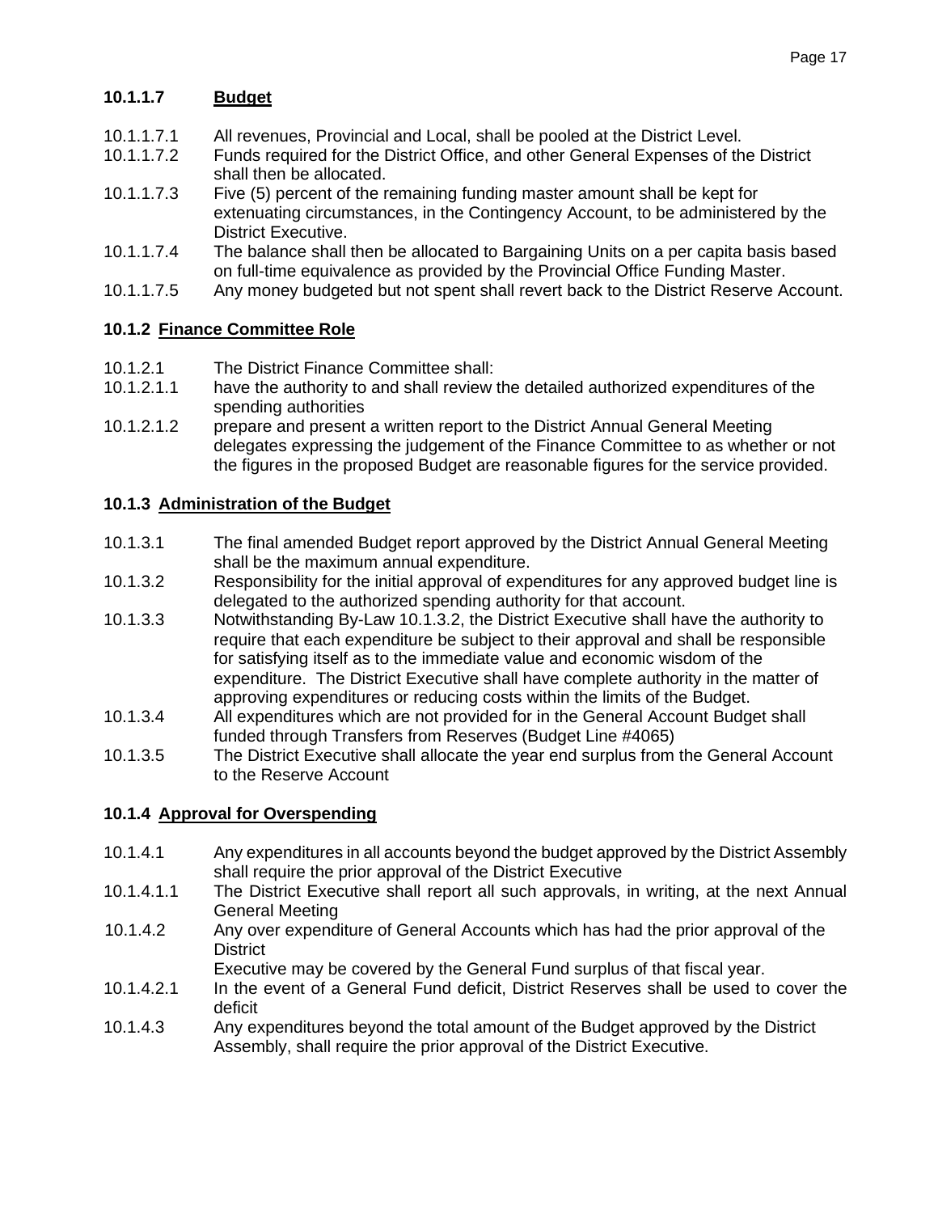### 10.1.1.7 Budget

10.1.1.7.1 All revenues, Provincial and Local, shall be pooled at the District Level.

10.1.1.7.2 Funds required for the District Office, and other General Expenses of the District shall then be allocated.

10.1.1.7.3 Five (5) percent of the remaining funding master amount shall be kept for extenuating circumstances, in the Contingency Account, to be administered by the District Executive.

10.1.1.7.4 The balance shall then be allocated to Bargaining Units on a per capita basis based on full-time equivalence as provided by the Provincial Office Funding Master.

10.1.1.7.5 Any money budgeted but not spent shall revert back to the District Reserve Account.

### 10.1.2 Finance Committee Role

10.1.2.1 The District Finance Committee shall:

10.1.2.1.1 have the authority to and shall review the detailed authorized expenditures of the spending authorities

10.1.2.1.2 prepare and present a written report to the District Annual General Meeting delegates expressing the judgement of the Finance Committee to as whether or not the figures in the proposed Budget are reasonable figures for the service provided.

### 10.1.3 Administration of the Budget

10.1.3.1 The final amended Budget report approved by the District Annual General Meeting shall be the maximum annual expenditure.

10.1.3.2 Responsibility for the initial approval of expenditures for any approved budget line is delegated to the authorized spending authority for that account.

10.1.3.3 Notwithstanding By-Law 10.1.3.2, the District Executive shall have the authority to require that each expenditure be subject to their approval and shall be responsible for satisfying itself as to the immediate value and economic wisdom of the expenditure. The District Executive shall have complete authority in the matter of approving expenditures or reducing costs within the limits of the Budget.

10.1.3.4 All expenditures which are not provided for in the General Account Budget shall funded through Transfers from Reserves (Budget Line #4065)

10.1.3.5 The District Executive shall allocate the year end surplus from the General Account to the Reserve Account

### 10.1.4 Approval for Overspending

10.1.4.1 Any expenditures in all accounts beyond the budget approved by the District Assembly shall require the prior approval of the District Executive

10.1.4.1.1 The District Executive shall report all such approvals, in writing, at the next Annual General Meeting

10.1.4.2 Any over expenditure of General Accounts which has had the prior approval of the District
Executive may be covered by the General Fund surplus of that fiscal year.

10.1.4.2.1 In the event of a General Fund deficit, District Reserves shall be used to cover the deficit

10.1.4.3 Any expenditures beyond the total amount of the Budget approved by the District Assembly, shall require the prior approval of the District Executive.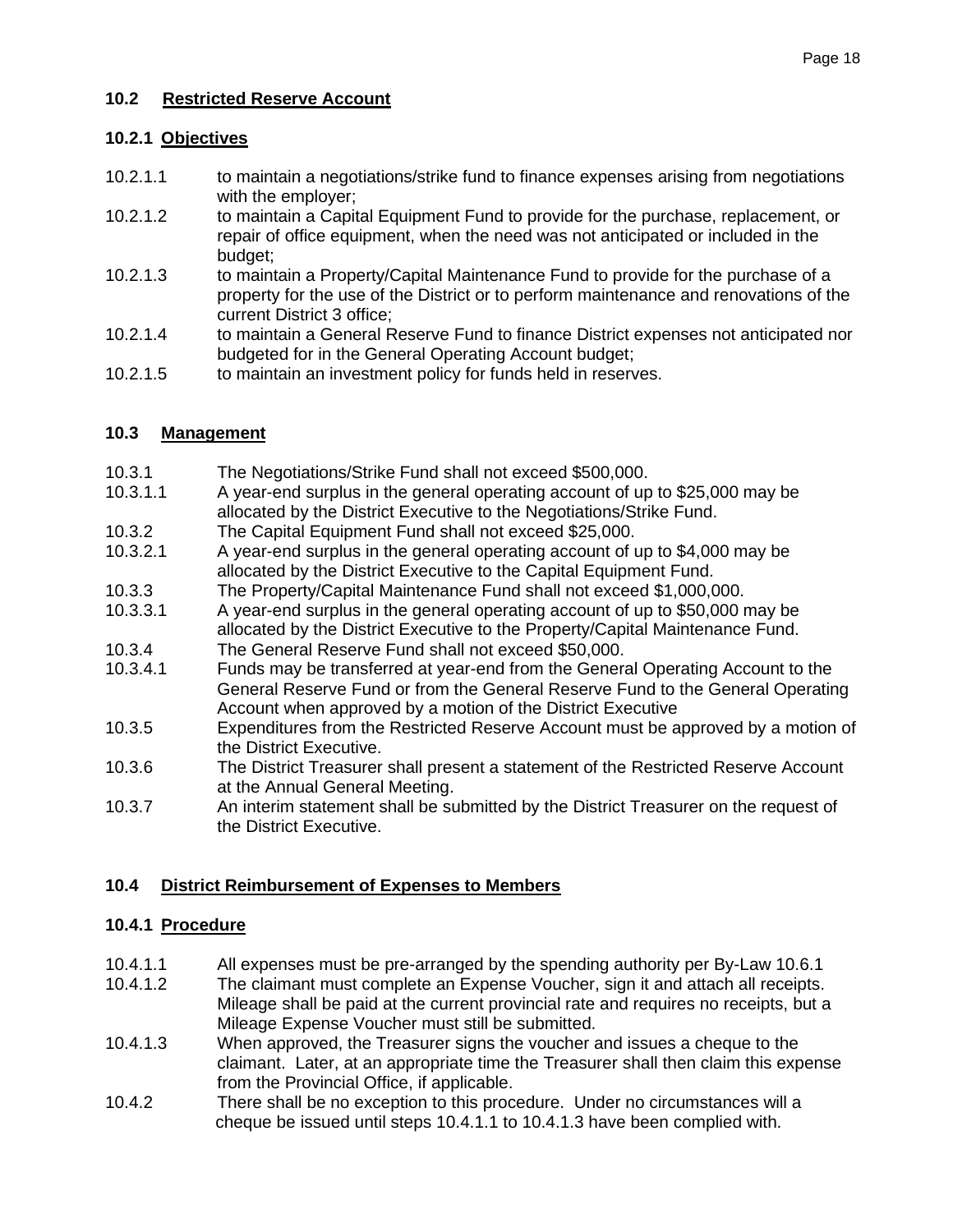## 10.2 Restricted Reserve Account

### 10.2.1 Objectives

10.2.1.1 to maintain a negotiations/strike fund to finance expenses arising from negotiations with the employer;

10.2.1.2 to maintain a Capital Equipment Fund to provide for the purchase, replacement, or repair of office equipment, when the need was not anticipated or included in the budget;

10.2.1.3 to maintain a Property/Capital Maintenance Fund to provide for the purchase of a property for the use of the District or to perform maintenance and renovations of the current District 3 office;

10.2.1.4 to maintain a General Reserve Fund to finance District expenses not anticipated nor budgeted for in the General Operating Account budget;

10.2.1.5 to maintain an investment policy for funds held in reserves.

## 10.3 Management

10.3.1 The Negotiations/Strike Fund shall not exceed $500,000.

10.3.1.1 A year-end surplus in the general operating account of up to $25,000 may be allocated by the District Executive to the Negotiations/Strike Fund.

10.3.2 The Capital Equipment Fund shall not exceed $25,000.

10.3.2.1 A year-end surplus in the general operating account of up to $4,000 may be allocated by the District Executive to the Capital Equipment Fund.

10.3.3 The Property/Capital Maintenance Fund shall not exceed $1,000,000.

10.3.3.1 A year-end surplus in the general operating account of up to $50,000 may be allocated by the District Executive to the Property/Capital Maintenance Fund.

10.3.4 The General Reserve Fund shall not exceed $50,000.

10.3.4.1 Funds may be transferred at year-end from the General Operating Account to the General Reserve Fund or from the General Reserve Fund to the General Operating Account when approved by a motion of the District Executive

10.3.5 Expenditures from the Restricted Reserve Account must be approved by a motion of the District Executive.

10.3.6 The District Treasurer shall present a statement of the Restricted Reserve Account at the Annual General Meeting.

10.3.7 An interim statement shall be submitted by the District Treasurer on the request of the District Executive.

## 10.4 District Reimbursement of Expenses to Members

### 10.4.1 Procedure

10.4.1.1 All expenses must be pre-arranged by the spending authority per By-Law 10.6.1

10.4.1.2 The claimant must complete an Expense Voucher, sign it and attach all receipts. Mileage shall be paid at the current provincial rate and requires no receipts, but a Mileage Expense Voucher must still be submitted.

10.4.1.3 When approved, the Treasurer signs the voucher and issues a cheque to the claimant. Later, at an appropriate time the Treasurer shall then claim this expense from the Provincial Office, if applicable.

10.4.2 There shall be no exception to this procedure. Under no circumstances will a cheque be issued until steps 10.4.1.1 to 10.4.1.3 have been complied with.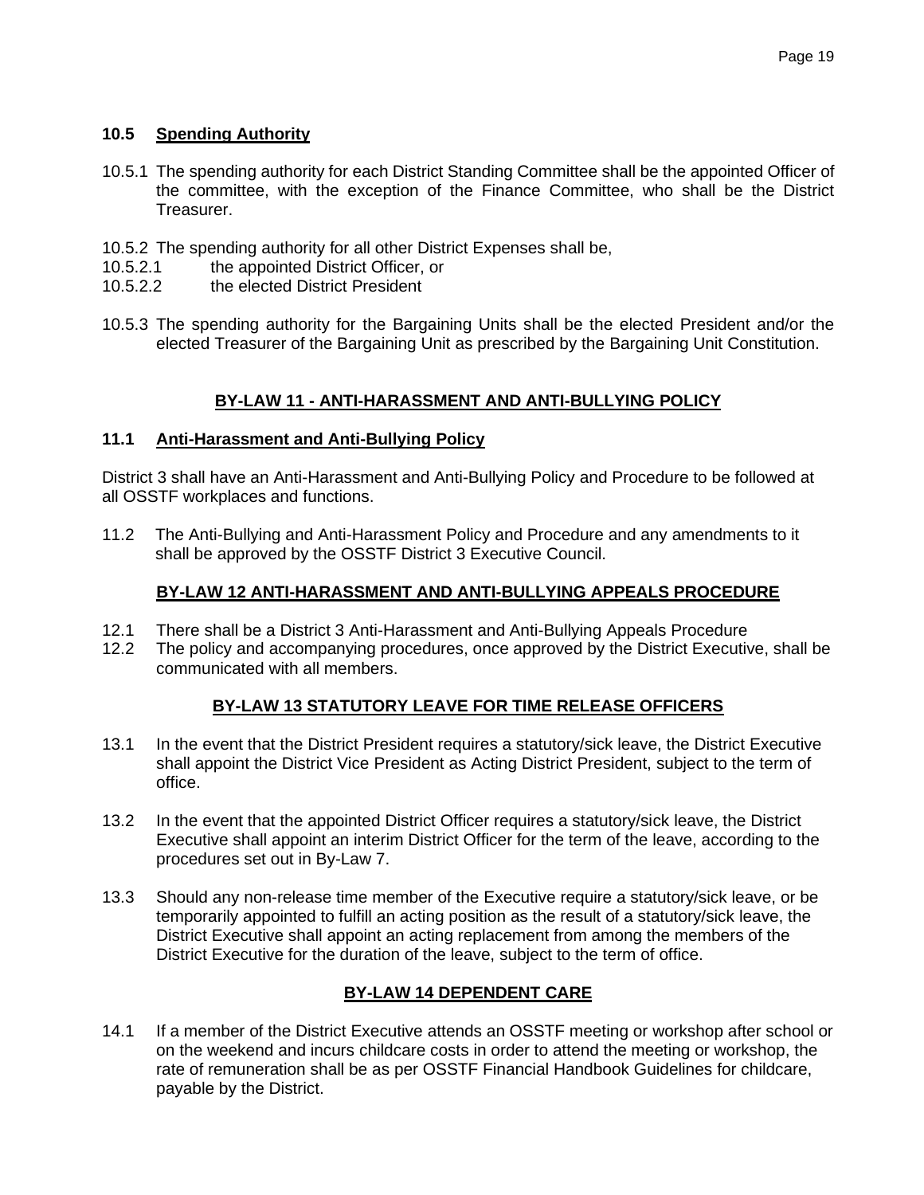### 10.5 Spending Authority

10.5.1 The spending authority for each District Standing Committee shall be the appointed Officer of the committee, with the exception of the Finance Committee, who shall be the District Treasurer.

10.5.2 The spending authority for all other District Expenses shall be,

10.5.2.1 the appointed District Officer, or

10.5.2.2 the elected District President

10.5.3 The spending authority for the Bargaining Units shall be the elected President and/or the elected Treasurer of the Bargaining Unit as prescribed by the Bargaining Unit Constitution.

## BY-LAW 11 - ANTI-HARASSMENT AND ANTI-BULLYING POLICY

### 11.1 Anti-Harassment and Anti-Bullying Policy

District 3 shall have an Anti-Harassment and Anti-Bullying Policy and Procedure to be followed at all OSSTF workplaces and functions.

11.2 The Anti-Bullying and Anti-Harassment Policy and Procedure and any amendments to it shall be approved by the OSSTF District 3 Executive Council.

## BY-LAW 12 ANTI-HARASSMENT AND ANTI-BULLYING APPEALS PROCEDURE

12.1 There shall be a District 3 Anti-Harassment and Anti-Bullying Appeals Procedure

12.2 The policy and accompanying procedures, once approved by the District Executive, shall be communicated with all members.

## BY-LAW 13 STATUTORY LEAVE FOR TIME RELEASE OFFICERS

13.1 In the event that the District President requires a statutory/sick leave, the District Executive shall appoint the District Vice President as Acting District President, subject to the term of office.

13.2 In the event that the appointed District Officer requires a statutory/sick leave, the District Executive shall appoint an interim District Officer for the term of the leave, according to the procedures set out in By-Law 7.

13.3 Should any non-release time member of the Executive require a statutory/sick leave, or be temporarily appointed to fulfill an acting position as the result of a statutory/sick leave, the District Executive shall appoint an acting replacement from among the members of the District Executive for the duration of the leave, subject to the term of office.

## BY-LAW 14 DEPENDENT CARE

14.1 If a member of the District Executive attends an OSSTF meeting or workshop after school or on the weekend and incurs childcare costs in order to attend the meeting or workshop, the rate of remuneration shall be as per OSSTF Financial Handbook Guidelines for childcare, payable by the District.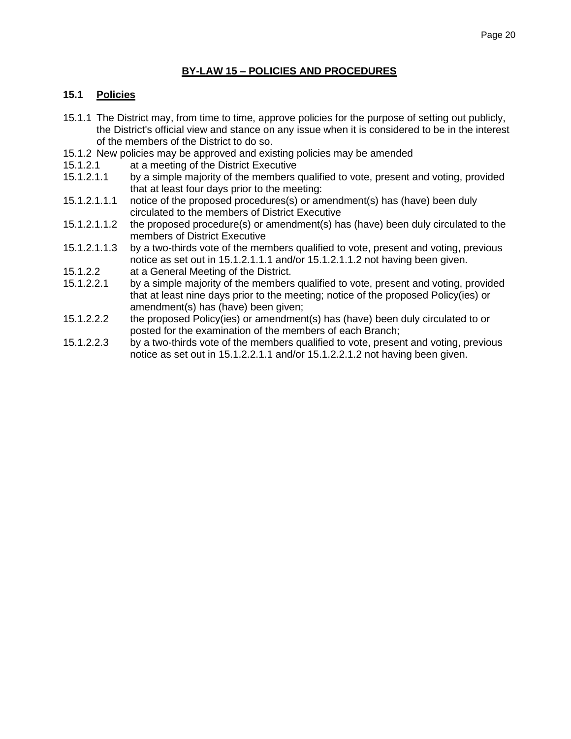## BY-LAW 15 – POLICIES AND PROCEDURES

### 15.1 Policies

15.1.1 The District may, from time to time, approve policies for the purpose of setting out publicly, the District's official view and stance on any issue when it is considered to be in the interest of the members of the District to do so.

15.1.2 New policies may be approved and existing policies may be amended

15.1.2.1 at a meeting of the District Executive

15.1.2.1.1 by a simple majority of the members qualified to vote, present and voting, provided that at least four days prior to the meeting:

15.1.2.1.1.1 notice of the proposed procedures(s) or amendment(s) has (have) been duly circulated to the members of District Executive

15.1.2.1.1.2 the proposed procedure(s) or amendment(s) has (have) been duly circulated to the members of District Executive

15.1.2.1.1.3 by a two-thirds vote of the members qualified to vote, present and voting, previous notice as set out in 15.1.2.1.1.1 and/or 15.1.2.1.1.2 not having been given.

15.1.2.2 at a General Meeting of the District.

15.1.2.2.1 by a simple majority of the members qualified to vote, present and voting, provided that at least nine days prior to the meeting; notice of the proposed Policy(ies) or amendment(s) has (have) been given;

15.1.2.2.2 the proposed Policy(ies) or amendment(s) has (have) been duly circulated to or posted for the examination of the members of each Branch;

15.1.2.2.3 by a two-thirds vote of the members qualified to vote, present and voting, previous notice as set out in 15.1.2.2.1.1 and/or 15.1.2.2.1.2 not having been given.